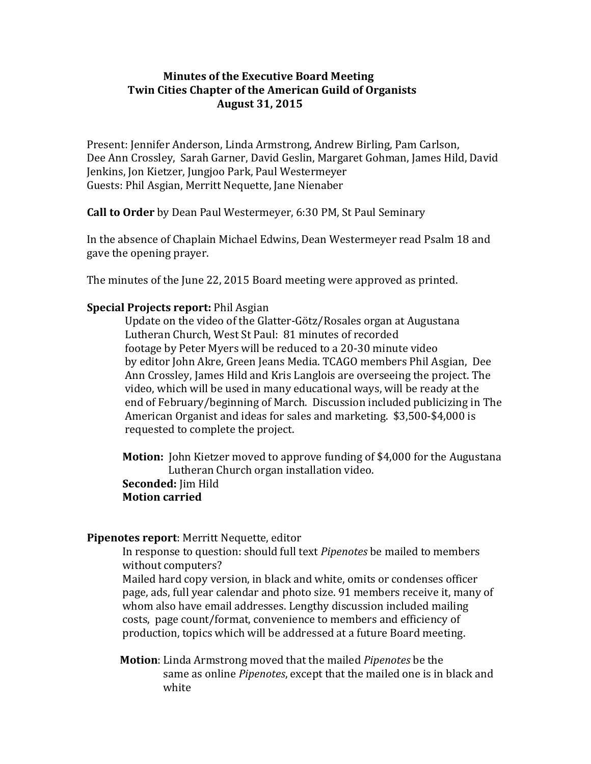**Minutes of the Executive Board Meeting**
**Twin Cities Chapter of the American Guild of Organists**
**August 31, 2015**

Present: Jennifer Anderson, Linda Armstrong, Andrew Birling, Pam Carlson, Dee Ann Crossley, Sarah Garner, David Geslin, Margaret Gohman, James Hild, David Jenkins, Jon Kietzer, Jungjoo Park, Paul Westermeyer
Guests: Phil Asgian, Merritt Nequette, Jane Nienaber

**Call to Order** by Dean Paul Westermeyer, 6:30 PM, St Paul Seminary

In the absence of Chaplain Michael Edwins, Dean Westermeyer read Psalm 18 and gave the opening prayer.

The minutes of the June 22, 2015 Board meeting were approved as printed.

**Special Projects report:** Phil Asgian

Update on the video of the Glatter-Götz/Rosales organ at Augustana Lutheran Church, West St Paul: 81 minutes of recorded footage by Peter Myers will be reduced to a 20-30 minute video by editor John Akre, Green Jeans Media. TCAGO members Phil Asgian, Dee Ann Crossley, James Hild and Kris Langlois are overseeing the project. The video, which will be used in many educational ways, will be ready at the end of February/beginning of March. Discussion included publicizing in The American Organist and ideas for sales and marketing. $3,500-$4,000 is requested to complete the project.

**Motion:** John Kietzer moved to approve funding of $4,000 for the Augustana Lutheran Church organ installation video.
**Seconded:** Jim Hild
**Motion carried**

**Pipenotes report**: Merritt Nequette, editor

In response to question: should full text *Pipenotes* be mailed to members without computers?
Mailed hard copy version, in black and white, omits or condenses officer page, ads, full year calendar and photo size. 91 members receive it, many of whom also have email addresses. Lengthy discussion included mailing costs, page count/format, convenience to members and efficiency of production, topics which will be addressed at a future Board meeting.

**Motion**: Linda Armstrong moved that the mailed *Pipenotes* be the same as online *Pipenotes*, except that the mailed one is in black and white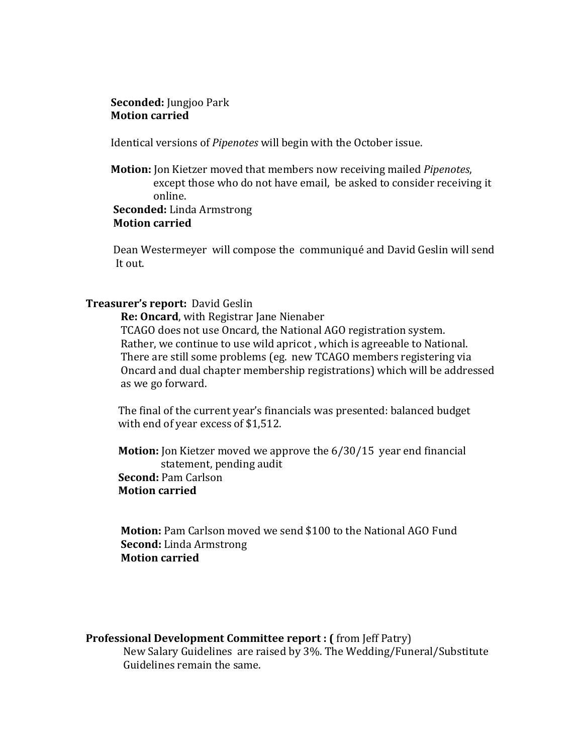**Seconded:** Jungjoo Park
**Motion carried**

Identical versions of *Pipenotes* will begin with the October issue.

**Motion:** Jon Kietzer moved that members now receiving mailed *Pipenotes*, except those who do not have email, be asked to consider receiving it online.
**Seconded:** Linda Armstrong
**Motion carried**

Dean Westermeyer will compose the communiqué and David Geslin will send It out.

**Treasurer's report:** David Geslin

**Re: Oncard**, with Registrar Jane Nienaber
TCAGO does not use Oncard, the National AGO registration system. Rather, we continue to use wild apricot , which is agreeable to National. There are still some problems (eg. new TCAGO members registering via Oncard and dual chapter membership registrations) which will be addressed as we go forward.

The final of the current year's financials was presented: balanced budget with end of year excess of $1,512.

**Motion:** Jon Kietzer moved we approve the 6/30/15 year end financial statement, pending audit
**Second:** Pam Carlson
**Motion carried**

**Motion:** Pam Carlson moved we send $100 to the National AGO Fund
**Second:** Linda Armstrong
**Motion carried**

**Professional Development Committee report : (** from Jeff Patry)

New Salary Guidelines are raised by 3%. The Wedding/Funeral/Substitute Guidelines remain the same.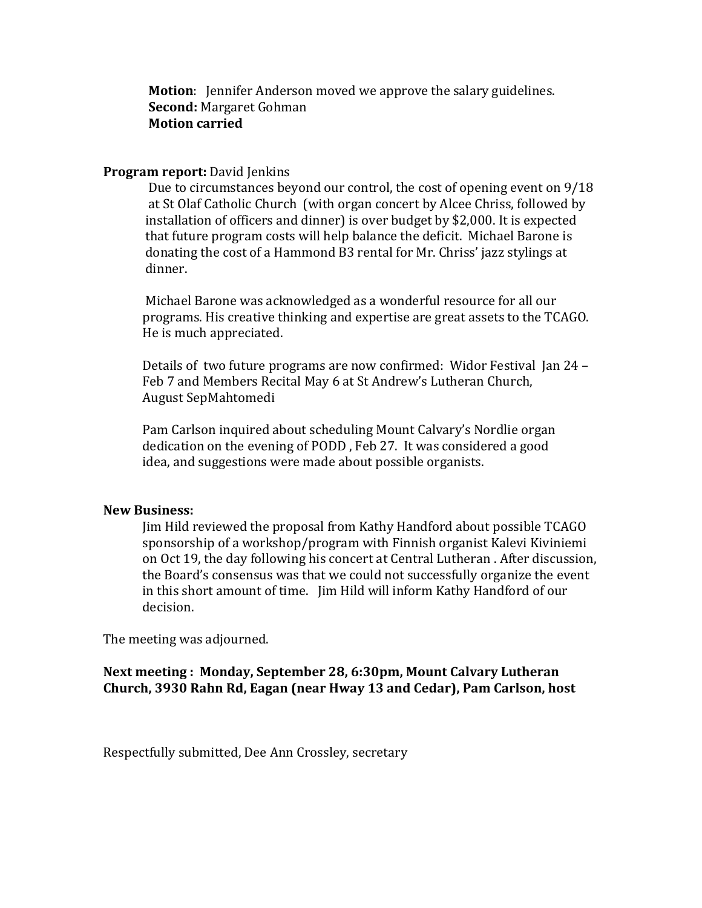**Motion**: Jennifer Anderson moved we approve the salary guidelines.
**Second:** Margaret Gohman
**Motion carried**

**Program report:** David Jenkins

Due to circumstances beyond our control, the cost of opening event on 9/18 at St Olaf Catholic Church (with organ concert by Alcee Chriss, followed by installation of officers and dinner) is over budget by $2,000. It is expected that future program costs will help balance the deficit. Michael Barone is donating the cost of a Hammond B3 rental for Mr. Chriss' jazz stylings at dinner.

Michael Barone was acknowledged as a wonderful resource for all our programs. His creative thinking and expertise are great assets to the TCAGO. He is much appreciated.

Details of two future programs are now confirmed: Widor Festival Jan 24 – Feb 7 and Members Recital May 6 at St Andrew's Lutheran Church, August SepMahtomedi

Pam Carlson inquired about scheduling Mount Calvary's Nordlie organ dedication on the evening of PODD , Feb 27. It was considered a good idea, and suggestions were made about possible organists.

**New Business:**

Jim Hild reviewed the proposal from Kathy Handford about possible TCAGO sponsorship of a workshop/program with Finnish organist Kalevi Kiviniemi on Oct 19, the day following his concert at Central Lutheran . After discussion, the Board's consensus was that we could not successfully organize the event in this short amount of time. Jim Hild will inform Kathy Handford of our decision.

The meeting was adjourned.

**Next meeting : Monday, September 28, 6:30pm, Mount Calvary Lutheran Church, 3930 Rahn Rd, Eagan (near Hway 13 and Cedar), Pam Carlson, host**

Respectfully submitted, Dee Ann Crossley, secretary